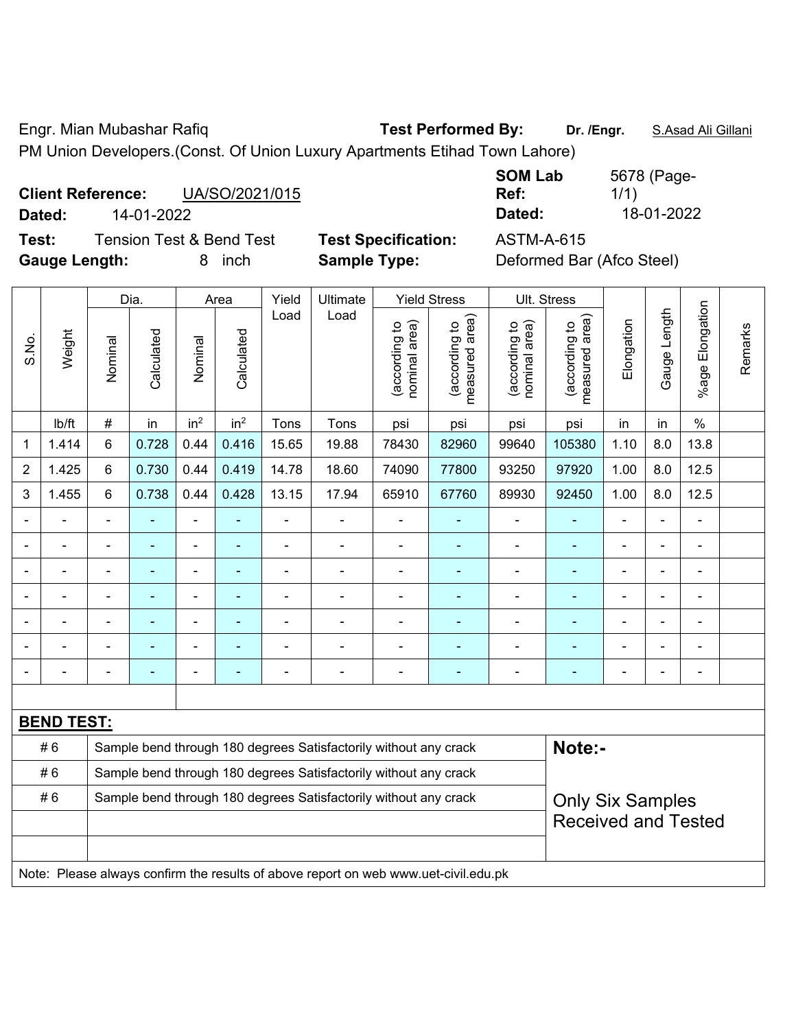Engr. Mian Mubashar Rafiq **Test Performed By:** **Dr. /Engr.** S.Asad Ali Gillani

PM Union Developers.(Const. Of Union Luxury Apartments Etihad Town Lahore)

**Client Reference:** UA/SO/2021/015 **SOM Lab Ref:** 5678 (Page-1/1)

**Dated:** 14-01-2022 **Dated:** 18-01-2022

**Test:** Tension Test & Bend Test **Test Specification:** ASTM-A-615

**Gauge Length:** 8 inch **Sample Type:** Deformed Bar (Afco Steel)

| S.No. | Weight | Dia. | | Area | | Yield Load | Ultimate Load | Yield Stress | | Ult. Stress | | Elongation | Gauge Length | %age Elongation | Remarks |
|---|---|---|---|---|---|---|---|---|---|---|---|---|---|---|---|
| | | Nominal | Calculated | Nominal | Calculated | | | (according to nominal area) | (according to measured area) | (according to nominal area) | (according to measured area) | | | | |
| | lb/ft | # | in | $in^2$ | $in^2$ | Tons | Tons | psi | psi | psi | psi | in | in | % | |
| 1 | 1.414 | 6 | 0.728 | 0.44 | 0.416 | 15.65 | 19.88 | 78430 | 82960 | 99640 | 105380 | 1.10 | 8.0 | 13.8 | |
| 2 | 1.425 | 6 | 0.730 | 0.44 | 0.419 | 14.78 | 18.60 | 74090 | 77800 | 93250 | 97920 | 1.00 | 8.0 | 12.5 | |
| 3 | 1.455 | 6 | 0.738 | 0.44 | 0.428 | 13.15 | 17.94 | 65910 | 67760 | 89930 | 92450 | 1.00 | 8.0 | 12.5 | |
| - | - | - | - | - | - | - | - | - | - | - | - | - | - | - | |
| - | - | - | - | - | - | - | - | - | - | - | - | - | - | - | |
| - | - | - | - | - | - | - | - | - | - | - | - | - | - | - | |
| - | - | - | - | - | - | - | - | - | - | - | - | - | - | - | |
| - | - | - | - | - | - | - | - | - | - | - | - | - | - | - | |
| - | - | - | - | - | - | - | - | - | - | - | - | - | - | - | |
| - | - | - | - | - | - | - | - | - | - | - | - | - | - | - | |

**BEND TEST:**

| | | |
|---|---|---|
| # 6 | Sample bend through 180 degrees Satisfactorily without any crack | **Note:-** |
| # 6 | Sample bend through 180 degrees Satisfactorily without any crack | |
| # 6 | Sample bend through 180 degrees Satisfactorily without any crack | Only Six Samples Received and Tested |
| | | |
| | | |

Note: Please always confirm the results of above report on web www.uet-civil.edu.pk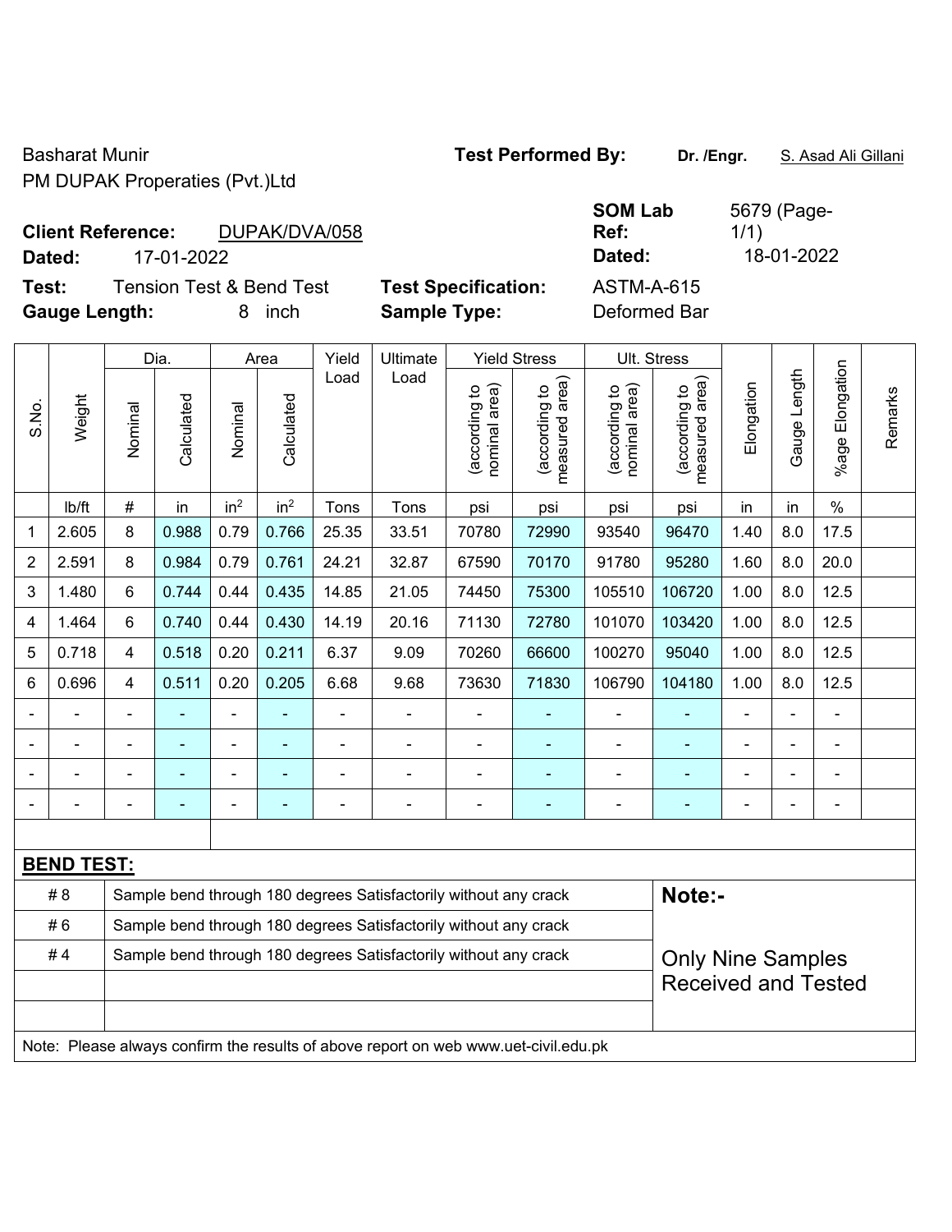Basharat Munir
PM DUPAK Properaties (Pvt.)Ltd

**Test Performed By:** **Dr. /Engr.** S. Asad Ali Gillani

**Client Reference:** DUPAK/DVA/058
**Dated:** 17-01-2022

**SOM Lab Ref:** 5679 (Page-1/1)
**Dated:** 18-01-2022

**Test:** Tension Test & Bend Test
**Gauge Length:** 8 inch

**Test Specification:** ASTM-A-615
**Sample Type:** Deformed Bar

| S.No. | Weight | Dia. | | Area | | Yield Load | Ultimate Load | Yield Stress | | Ult. Stress | | Elongation | Gauge Length | %age Elongation | Remarks |
|---|---|---|---|---|---|---|---|---|---|---|---|---|---|---|---|
| | | Nominal | Calculated | Nominal | Calculated | | | (according to nominal area) | (according to measured area) | (according to nominal area) | (according to measured area) | | | | |
| | lb/ft | # | in | $in^2$ | $in^2$ | Tons | Tons | psi | psi | psi | psi | in | in | % | |
| 1 | 2.605 | 8 | 0.988 | 0.79 | 0.766 | 25.35 | 33.51 | 70780 | 72990 | 93540 | 96470 | 1.40 | 8.0 | 17.5 | |
| 2 | 2.591 | 8 | 0.984 | 0.79 | 0.761 | 24.21 | 32.87 | 67590 | 70170 | 91780 | 95280 | 1.60 | 8.0 | 20.0 | |
| 3 | 1.480 | 6 | 0.744 | 0.44 | 0.435 | 14.85 | 21.05 | 74450 | 75300 | 105510 | 106720 | 1.00 | 8.0 | 12.5 | |
| 4 | 1.464 | 6 | 0.740 | 0.44 | 0.430 | 14.19 | 20.16 | 71130 | 72780 | 101070 | 103420 | 1.00 | 8.0 | 12.5 | |
| 5 | 0.718 | 4 | 0.518 | 0.20 | 0.211 | 6.37 | 9.09 | 70260 | 66600 | 100270 | 95040 | 1.00 | 8.0 | 12.5 | |
| 6 | 0.696 | 4 | 0.511 | 0.20 | 0.205 | 6.68 | 9.68 | 73630 | 71830 | 106790 | 104180 | 1.00 | 8.0 | 12.5 | |
| - | - | - | - | - | - | - | - | - | - | - | - | - | - | - | |
| - | - | - | - | - | - | - | - | - | - | - | - | - | - | - | |
| - | - | - | - | - | - | - | - | - | - | - | - | - | - | - | |
| - | - | - | - | - | - | - | - | - | - | - | - | - | - | - | |

**BEND TEST:**

| | |
|---|---|
| # 8 | Sample bend through 180 degrees Satisfactorily without any crack |
| # 6 | Sample bend through 180 degrees Satisfactorily without any crack |
| # 4 | Sample bend through 180 degrees Satisfactorily without any crack |

**Note:-**

Only Nine Samples Received and Tested

Note: Please always confirm the results of above report on web www.uet-civil.edu.pk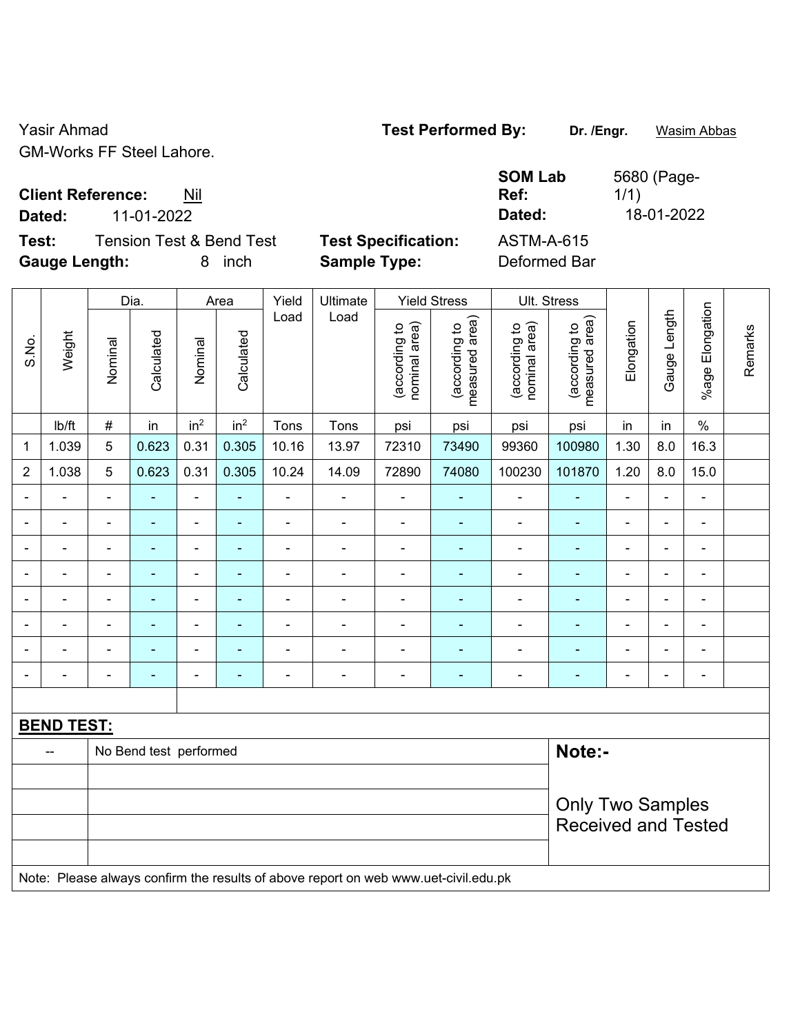Yasir Ahmad

GM-Works FF Steel Lahore.

**Test Performed By:** **Dr. /Engr.** Wasim Abbas

**Client Reference:** Nil

**Dated:** 11-01-2022

**SOM Lab Ref:** 5680 (Page-1/1)

**Dated:** 18-01-2022

**Test:** Tension Test & Bend Test

**Gauge Length:** 8 inch

**Test Specification:** ASTM-A-615

**Sample Type:** Deformed Bar

| S.No. | Weight | Dia. | | Area | | Yield Load | Ultimate Load | Yield Stress | | Ult. Stress | | Elongation | Gauge Length | %age Elongation | Remarks |
|---|---|---|---|---|---|---|---|---|---|---|---|---|---|---|---|
| | | Nominal | Calculated | Nominal | Calculated | | | (according to nominal area) | (according to measured area) | (according to nominal area) | (according to measured area) | | | | |
| | lb/ft | # | in | in² | in² | Tons | Tons | psi | psi | psi | psi | in | in | % | |
| 1 | 1.039 | 5 | 0.623 | 0.31 | 0.305 | 10.16 | 13.97 | 72310 | 73490 | 99360 | 100980 | 1.30 | 8.0 | 16.3 | |
| 2 | 1.038 | 5 | 0.623 | 0.31 | 0.305 | 10.24 | 14.09 | 72890 | 74080 | 100230 | 101870 | 1.20 | 8.0 | 15.0 | |
| - | - | - | - | - | - | - | - | - | - | - | - | - | - | - | |
| - | - | - | - | - | - | - | - | - | - | - | - | - | - | - | |
| - | - | - | - | - | - | - | - | - | - | - | - | - | - | - | |
| - | - | - | - | - | - | - | - | - | - | - | - | - | - | - | |
| - | - | - | - | - | - | - | - | - | - | - | - | - | - | - | |
| - | - | - | - | - | - | - | - | - | - | - | - | - | - | - | |
| - | - | - | - | - | - | - | - | - | - | - | - | - | - | - | |
| - | - | - | - | - | - | - | - | - | - | - | - | - | - | - | |

**BEND TEST:**

| | | |
|---|---|---|
| -- | No Bend test performed | **Note:-** |
| | | Only Two Samples Received and Tested |

Note: Please always confirm the results of above report on web www.uet-civil.edu.pk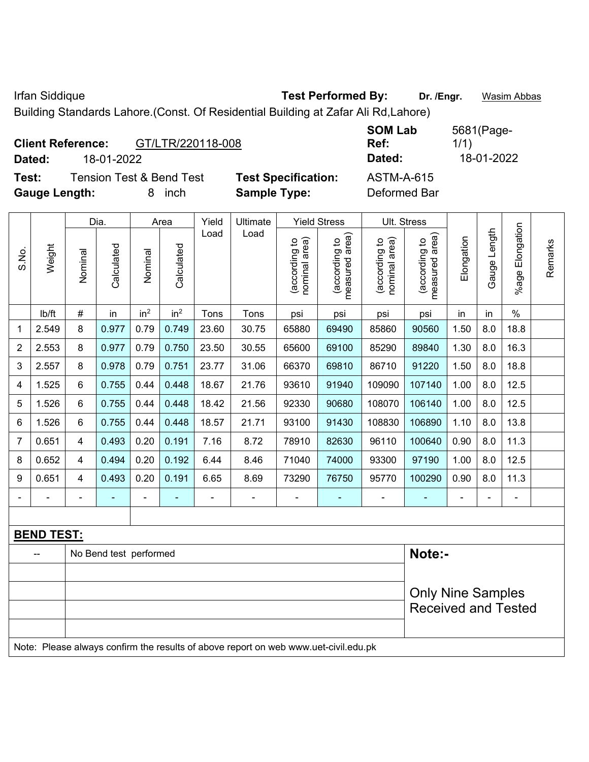Irfan Siddique **Test Performed By:** **Dr. /Engr.** Wasim Abbas

Building Standards Lahore.(Const. Of Residential Building at Zafar Ali Rd,Lahore)

**Client Reference:** GT/LTR/220118-008 **SOM Lab Ref:** 5681(Page-1/1)

**Dated:** 18-01-2022 **Dated:** 18-01-2022

**Test:** Tension Test & Bend Test **Test Specification:** ASTM-A-615

**Gauge Length:** 8 inch **Sample Type:** Deformed Bar

| S.No. | Weight | Dia. | | Area | | Yield Load | Ultimate Load | Yield Stress | | Ult. Stress | | Elongation | Gauge Length | %age Elongation | Remarks |
|---|---|---|---|---|---|---|---|---|---|---|---|---|---|---|---|
| | | Nominal | Calculated | Nominal | Calculated | | | (according to nominal area) | (according to measured area) | (according to nominal area) | (according to measured area) | | | | |
| | lb/ft | # | in | in$^2$ | in$^2$ | Tons | Tons | psi | psi | psi | psi | in | in | % | |
| 1 | 2.549 | 8 | 0.977 | 0.79 | 0.749 | 23.60 | 30.75 | 65880 | 69490 | 85860 | 90560 | 1.50 | 8.0 | 18.8 | |
| 2 | 2.553 | 8 | 0.977 | 0.79 | 0.750 | 23.50 | 30.55 | 65600 | 69100 | 85290 | 89840 | 1.30 | 8.0 | 16.3 | |
| 3 | 2.557 | 8 | 0.978 | 0.79 | 0.751 | 23.77 | 31.06 | 66370 | 69810 | 86710 | 91220 | 1.50 | 8.0 | 18.8 | |
| 4 | 1.525 | 6 | 0.755 | 0.44 | 0.448 | 18.67 | 21.76 | 93610 | 91940 | 109090 | 107140 | 1.00 | 8.0 | 12.5 | |
| 5 | 1.526 | 6 | 0.755 | 0.44 | 0.448 | 18.42 | 21.56 | 92330 | 90680 | 108070 | 106140 | 1.00 | 8.0 | 12.5 | |
| 6 | 1.526 | 6 | 0.755 | 0.44 | 0.448 | 18.57 | 21.71 | 93100 | 91430 | 108830 | 106890 | 1.10 | 8.0 | 13.8 | |
| 7 | 0.651 | 4 | 0.493 | 0.20 | 0.191 | 7.16 | 8.72 | 78910 | 82630 | 96110 | 100640 | 0.90 | 8.0 | 11.3 | |
| 8 | 0.652 | 4 | 0.494 | 0.20 | 0.192 | 6.44 | 8.46 | 71040 | 74000 | 93300 | 97190 | 1.00 | 8.0 | 12.5 | |
| 9 | 0.651 | 4 | 0.493 | 0.20 | 0.191 | 6.65 | 8.69 | 73290 | 76750 | 95770 | 100290 | 0.90 | 8.0 | 11.3 | |
| - | - | - | - | - | - | - | - | - | - | - | - | - | - | - | |

**BEND TEST:**

| | | |
|---|---|---|
| -- | No Bend test performed | **Note:-** Only Nine Samples Received and Tested |

Note: Please always confirm the results of above report on web www.uet-civil.edu.pk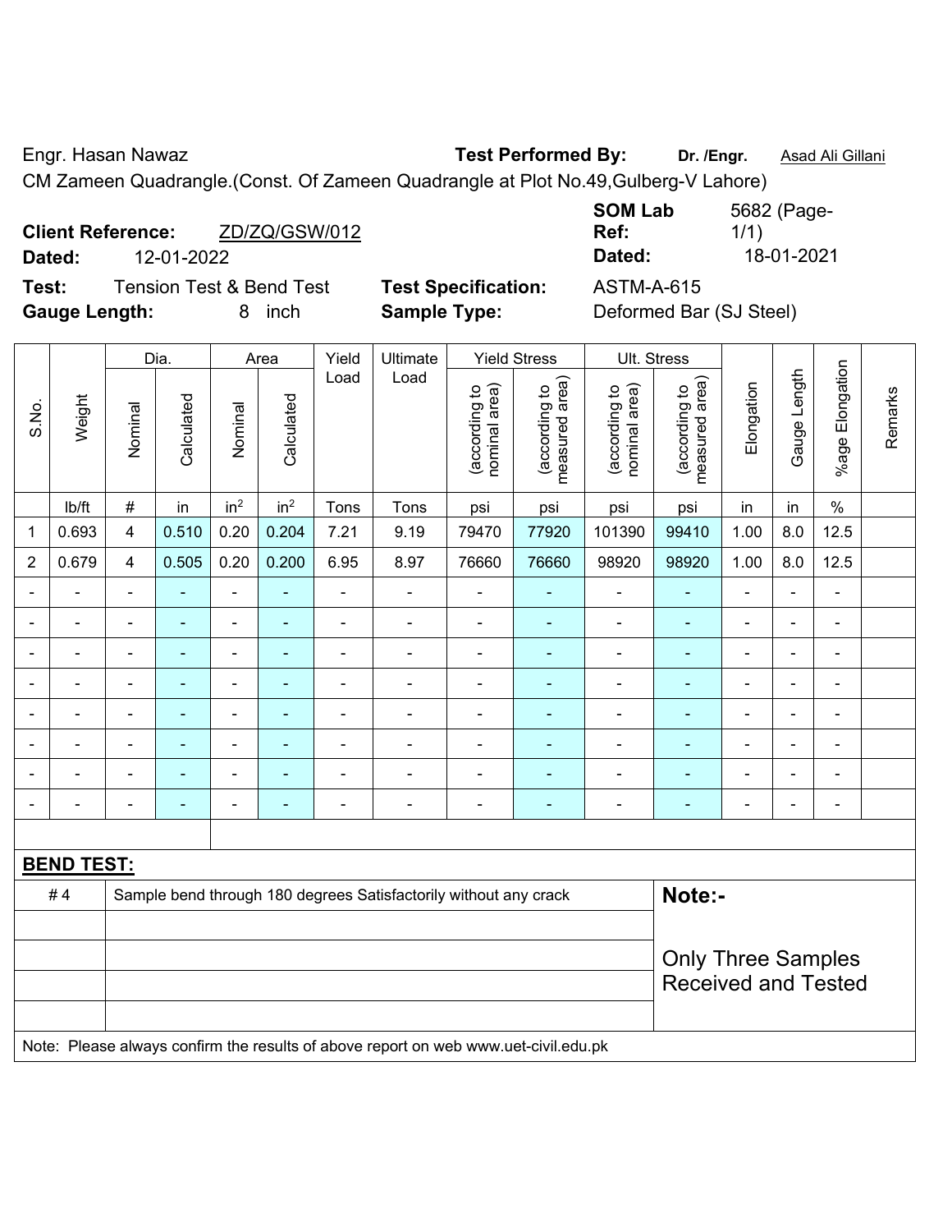Engr. Hasan Nawaz **Test Performed By:** **Dr. /Engr.** Asad Ali Gillani

CM Zameen Quadrangle.(Const. Of Zameen Quadrangle at Plot No.49,Gulberg-V Lahore)

**Client Reference:** ZD/ZQ/GSW/012 **SOM Lab Ref:** 5682 (Page-1/1)

**Dated:** 12-01-2022 **Dated:** 18-01-2021

**Test:** Tension Test & Bend Test **Test Specification:** ASTM-A-615

**Gauge Length:** 8 inch **Sample Type:** Deformed Bar (SJ Steel)

| S.No. | Weight | Dia. | | Area | | Yield Load | Ultimate Load | Yield Stress | | Ult. Stress | | Elongation | Gauge Length | %age Elongation | Remarks |
|---|---|---|---|---|---|---|---|---|---|---|---|---|---|---|---|
| | | Nominal | Calculated | Nominal | Calculated | | | (according to nominal area) | (according to measured area) | (according to nominal area) | (according to measured area) | | | | |
| | lb/ft | # | in | $in^2$ | $in^2$ | Tons | Tons | psi | psi | psi | psi | in | in | % | |
| 1 | 0.693 | 4 | 0.510 | 0.20 | 0.204 | 7.21 | 9.19 | 79470 | 77920 | 101390 | 99410 | 1.00 | 8.0 | 12.5 | |
| 2 | 0.679 | 4 | 0.505 | 0.20 | 0.200 | 6.95 | 8.97 | 76660 | 76660 | 98920 | 98920 | 1.00 | 8.0 | 12.5 | |
| - | - | - | - | - | - | - | - | - | - | - | - | - | - | - | |
| - | - | - | - | - | - | - | - | - | - | - | - | - | - | - | |
| - | - | - | - | - | - | - | - | - | - | - | - | - | - | - | |
| - | - | - | - | - | - | - | - | - | - | - | - | - | - | - | |
| - | - | - | - | - | - | - | - | - | - | - | - | - | - | - | |
| - | - | - | - | - | - | - | - | - | - | - | - | - | - | - | |
| - | - | - | - | - | - | - | - | - | - | - | - | - | - | - | |
| - | - | - | - | - | - | - | - | - | - | - | - | - | - | - | |

**BEND TEST:**

| | | |
|---|---|---|
| # 4 | Sample bend through 180 degrees Satisfactorily without any crack | **Note:-** |
| | | Only Three Samples Received and Tested |

Note: Please always confirm the results of above report on web www.uet-civil.edu.pk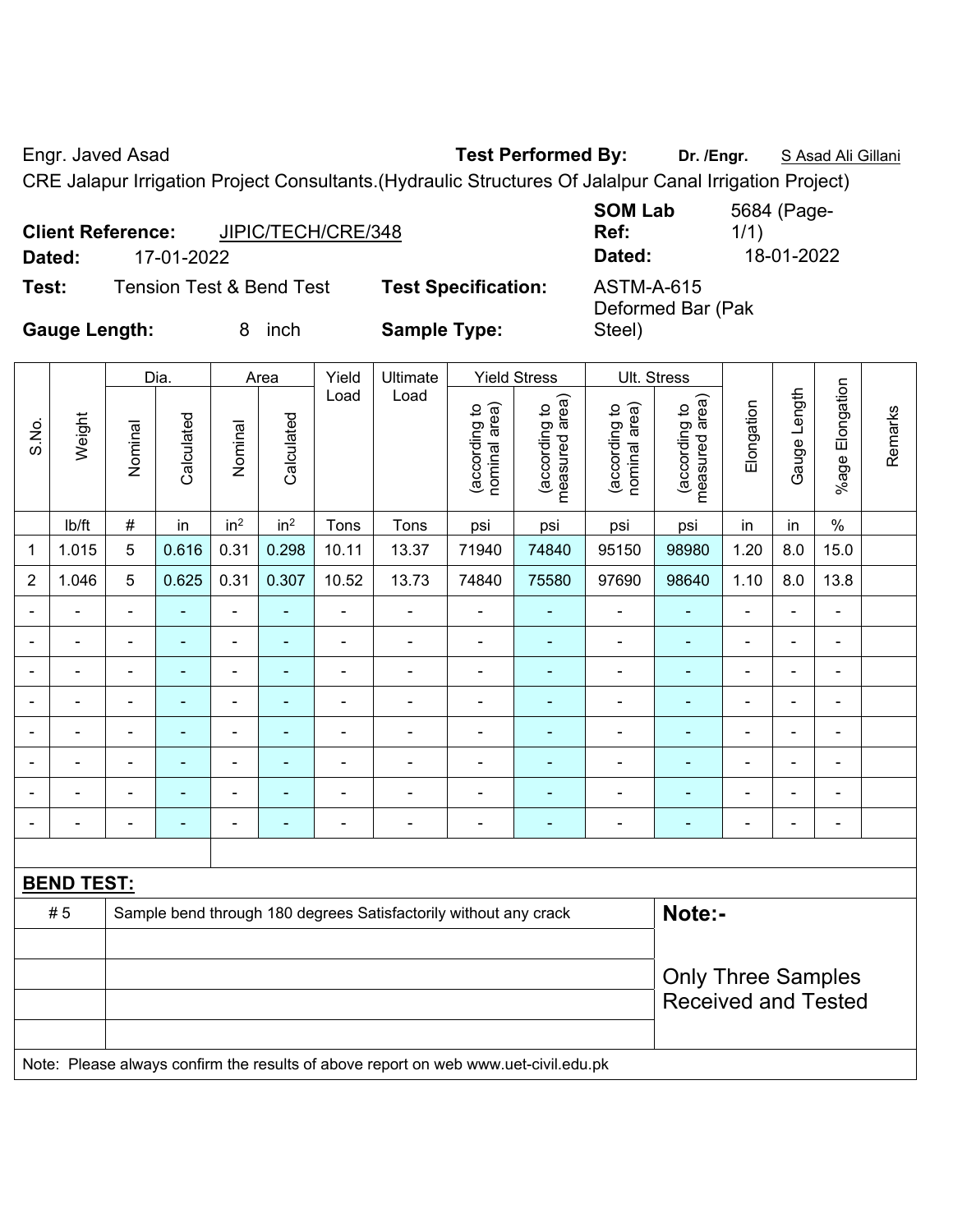Engr. Javed Asad **Test Performed By:** **Dr. /Engr.** S Asad Ali Gillani

CRE Jalapur Irrigation Project Consultants.(Hydraulic Structures Of Jalalpur Canal Irrigation Project)

**Client Reference:** JIPIC/TECH/CRE/348 **SOM Lab Ref:** 5684 (Page-1/1)

**Dated:** 17-01-2022 **Dated:** 18-01-2022

**Test:** Tension Test & Bend Test **Test Specification:** ASTM-A-615 Deformed Bar (Pak Steel)

**Gauge Length:** 8 inch **Sample Type:**

| S.No. | Weight | Dia. | | Area | | Yield Load | Ultimate Load | Yield Stress | | Ult. Stress | | Elongation | Gauge Length | %age Elongation | Remarks |
|---|---|---|---|---|---|---|---|---|---|---|---|---|---|---|---|
| | | Nominal | Calculated | Nominal | Calculated | | | (according to nominal area) | (according to measured area) | (according to nominal area) | (according to measured area) | | | | |
| | lb/ft | # | in | $in^2$ | $in^2$ | Tons | Tons | psi | psi | psi | psi | in | in | % | |
| 1 | 1.015 | 5 | 0.616 | 0.31 | 0.298 | 10.11 | 13.37 | 71940 | 74840 | 95150 | 98980 | 1.20 | 8.0 | 15.0 | |
| 2 | 1.046 | 5 | 0.625 | 0.31 | 0.307 | 10.52 | 13.73 | 74840 | 75580 | 97690 | 98640 | 1.10 | 8.0 | 13.8 | |
| - | - | - | - | - | - | - | - | - | - | - | - | - | - | - | |
| - | - | - | - | - | - | - | - | - | - | - | - | - | - | - | |
| - | - | - | - | - | - | - | - | - | - | - | - | - | - | - | |
| - | - | - | - | - | - | - | - | - | - | - | - | - | - | - | |
| - | - | - | - | - | - | - | - | - | - | - | - | - | - | - | |
| - | - | - | - | - | - | - | - | - | - | - | - | - | - | - | |
| - | - | - | - | - | - | - | - | - | - | - | - | - | - | - | |
| - | - | - | - | - | - | - | - | - | - | - | - | - | - | - | |

**BEND TEST:**

| | | |
|---|---|---|
| # 5 | Sample bend through 180 degrees Satisfactorily without any crack | **Note:-** |
| | | Only Three Samples Received and Tested |

Note: Please always confirm the results of above report on web www.uet-civil.edu.pk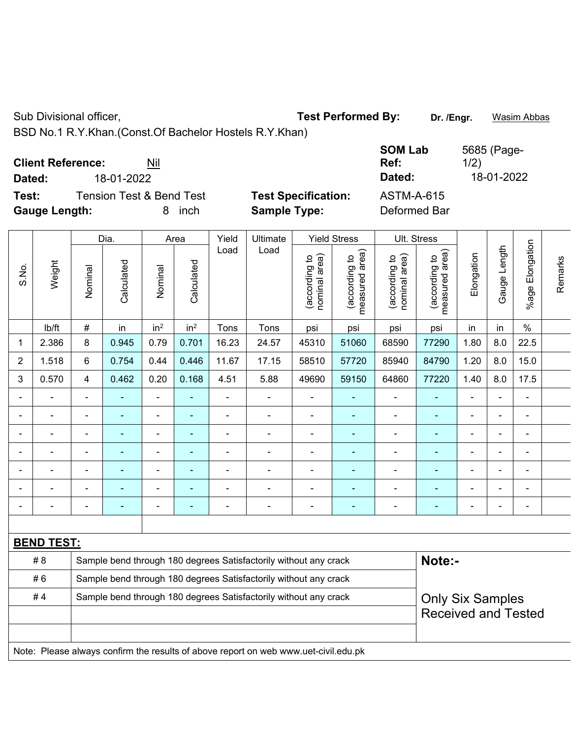Sub Divisional officer,

BSD No.1 R.Y.Khan.(Const.Of Bachelor Hostels R.Y.Khan)

**Test Performed By:** Dr. /Engr. Wasim Abbas

**Client Reference:** Nil

**Dated:** 18-01-2022

**SOM Lab Ref:** 5685 (Page-1/2)

**Dated:** 18-01-2022

**Test:** Tension Test & Bend Test

**Test Specification:** ASTM-A-615

**Gauge Length:** 8 inch

**Sample Type:** Deformed Bar

| S.No. | Weight | Dia. | | Area | | Yield Load | Ultimate Load | Yield Stress | | Ult. Stress | | Elongation | Gauge Length | %age Elongation | Remarks |
|---|---|---|---|---|---|---|---|---|---|---|---|---|---|---|---|
| | | Nominal | Calculated | Nominal | Calculated | | | (according to nominal area) | (according to measured area) | (according to nominal area) | (according to measured area) | | | | |
| | lb/ft | # | in | in$^2$ | in$^2$ | Tons | Tons | psi | psi | psi | psi | in | in | % | |
| 1 | 2.386 | 8 | 0.945 | 0.79 | 0.701 | 16.23 | 24.57 | 45310 | 51060 | 68590 | 77290 | 1.80 | 8.0 | 22.5 | |
| 2 | 1.518 | 6 | 0.754 | 0.44 | 0.446 | 11.67 | 17.15 | 58510 | 57720 | 85940 | 84790 | 1.20 | 8.0 | 15.0 | |
| 3 | 0.570 | 4 | 0.462 | 0.20 | 0.168 | 4.51 | 5.88 | 49690 | 59150 | 64860 | 77220 | 1.40 | 8.0 | 17.5 | |
| - | - | - | - | - | - | - | - | - | - | - | - | - | - | - | |
| - | - | - | - | - | - | - | - | - | - | - | - | - | - | - | |
| - | - | - | - | - | - | - | - | - | - | - | - | - | - | - | |
| - | - | - | - | - | - | - | - | - | - | - | - | - | - | - | |
| - | - | - | - | - | - | - | - | - | - | - | - | - | - | - | |
| - | - | - | - | - | - | - | - | - | - | - | - | - | - | - | |
| - | - | - | - | - | - | - | - | - | - | - | - | - | - | - | |

**BEND TEST:**

| | | |
|---|---|---|
| # 8 | Sample bend through 180 degrees Satisfactorily without any crack | **Note:-** |
| # 6 | Sample bend through 180 degrees Satisfactorily without any crack | |
| # 4 | Sample bend through 180 degrees Satisfactorily without any crack | Only Six Samples Received and Tested |
| | | |
| | | |

Note: Please always confirm the results of above report on web www.uet-civil.edu.pk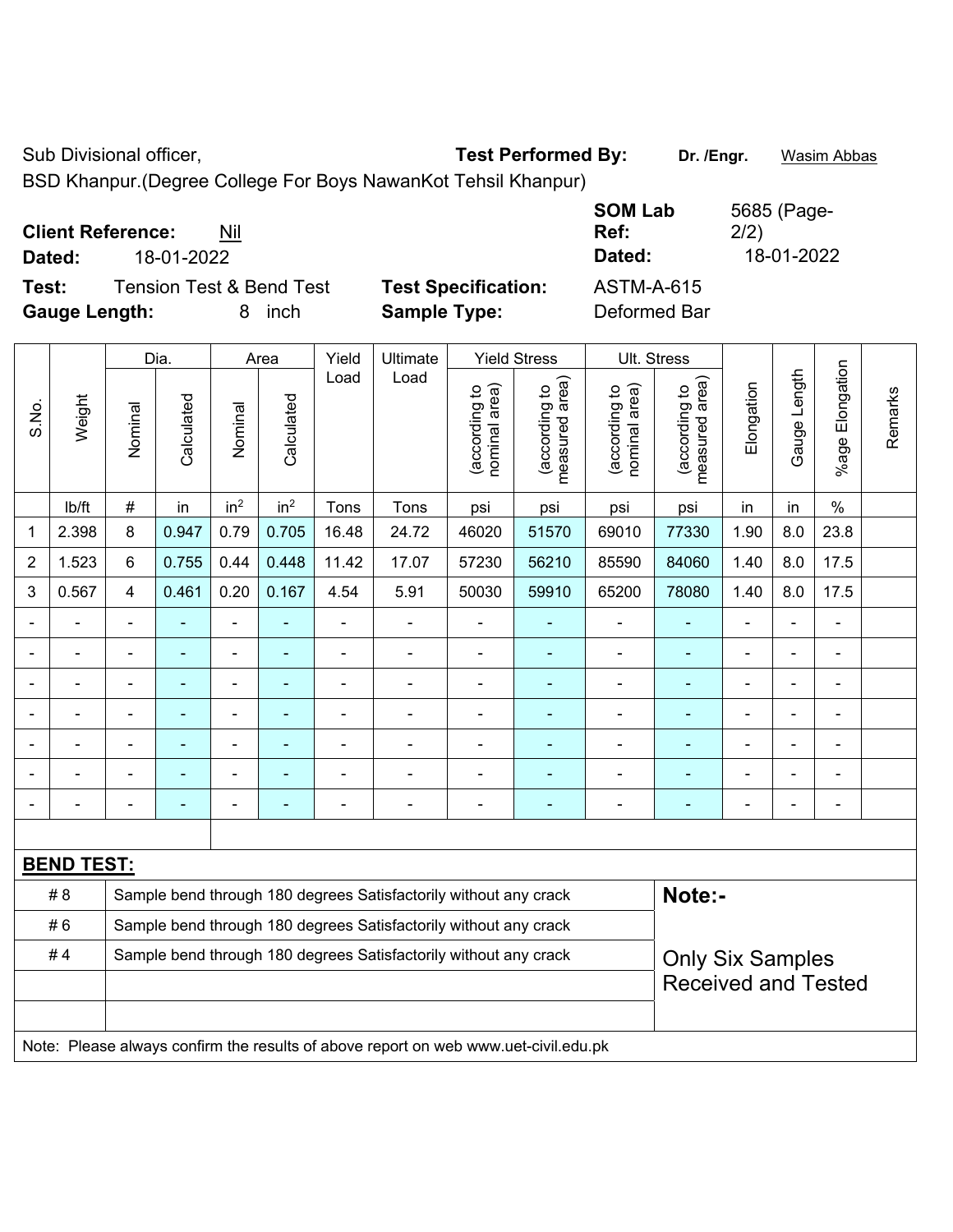Sub Divisional officer,

BSD Khanpur.(Degree College For Boys NawanKot Tehsil Khanpur)

**Test Performed By:** **Dr. /Engr.** Wasim Abbas

**Client Reference:** Nil

**Dated:** 18-01-2022

**SOM Lab Ref:** 5685 (Page-2/2)

**Dated:** 18-01-2022

**Test:** Tension Test & Bend Test

**Gauge Length:** 8 inch

**Test Specification:** ASTM-A-615

**Sample Type:** Deformed Bar

| S.No. | Weight | Dia. | | Area | | Yield Load | Ultimate Load | Yield Stress | | Ult. Stress | | Elongation | Gauge Length | %age Elongation | Remarks |
|---|---|---|---|---|---|---|---|---|---|---|---|---|---|---|---|
| | | Nominal | Calculated | Nominal | Calculated | | | (according to nominal area) | (according to measured area) | (according to nominal area) | (according to measured area) | | | | |
| | lb/ft | # | in | in² | in² | Tons | Tons | psi | psi | psi | psi | in | in | % | |
| 1 | 2.398 | 8 | 0.947 | 0.79 | 0.705 | 16.48 | 24.72 | 46020 | 51570 | 69010 | 77330 | 1.90 | 8.0 | 23.8 | |
| 2 | 1.523 | 6 | 0.755 | 0.44 | 0.448 | 11.42 | 17.07 | 57230 | 56210 | 85590 | 84060 | 1.40 | 8.0 | 17.5 | |
| 3 | 0.567 | 4 | 0.461 | 0.20 | 0.167 | 4.54 | 5.91 | 50030 | 59910 | 65200 | 78080 | 1.40 | 8.0 | 17.5 | |
| - | - | - | - | - | - | - | - | - | - | - | - | - | - | - | |
| - | - | - | - | - | - | - | - | - | - | - | - | - | - | - | |
| - | - | - | - | - | - | - | - | - | - | - | - | - | - | - | |
| - | - | - | - | - | - | - | - | - | - | - | - | - | - | - | |
| - | - | - | - | - | - | - | - | - | - | - | - | - | - | - | |
| - | - | - | - | - | - | - | - | - | - | - | - | - | - | - | |
| - | - | - | - | - | - | - | - | - | - | - | - | - | - | - | |

**BEND TEST:**

| Bar | Result |
|---|---|
| # 8 | Sample bend through 180 degrees Satisfactorily without any crack |
| # 6 | Sample bend through 180 degrees Satisfactorily without any crack |
| # 4 | Sample bend through 180 degrees Satisfactorily without any crack |

**Note:-**

Only Six Samples Received and Tested

Note: Please always confirm the results of above report on web www.uet-civil.edu.pk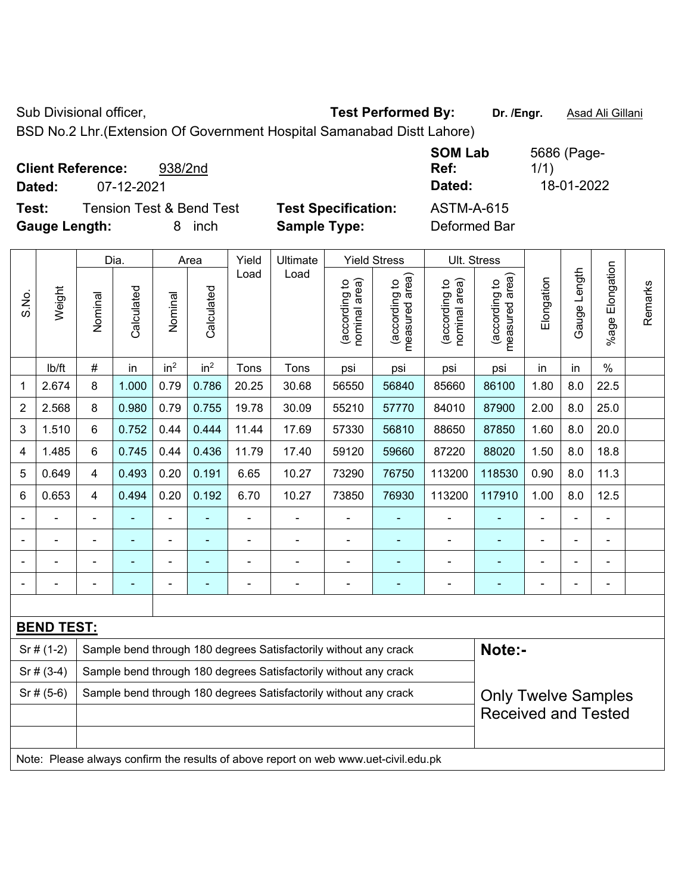Sub Divisional officer, **Test Performed By:** **Dr. /Engr.** Asad Ali Gillani

BSD No.2 Lhr.(Extension Of Government Hospital Samanabad Distt Lahore)

**Client Reference:** 938/2nd **SOM Lab Ref:** 5686 (Page-1/1)

**Dated:** 07-12-2021 **Dated:** 18-01-2022

**Test:** Tension Test & Bend Test **Test Specification:** ASTM-A-615

**Gauge Length:** 8 inch **Sample Type:** Deformed Bar

| S.No. | Weight | Dia. | | Area | | Yield Load | Ultimate Load | Yield Stress | | Ult. Stress | | Elongation | Gauge Length | %age Elongation | Remarks |
|---|---|---|---|---|---|---|---|---|---|---|---|---|---|---|---|
| | | Nominal | Calculated | Nominal | Calculated | | | (according to nominal area) | (according to measured area) | (according to nominal area) | (according to measured area) | | | | |
| | lb/ft | # | in | in² | in² | Tons | Tons | psi | psi | psi | psi | in | in | % | |
| 1 | 2.674 | 8 | 1.000 | 0.79 | 0.786 | 20.25 | 30.68 | 56550 | 56840 | 85660 | 86100 | 1.80 | 8.0 | 22.5 | |
| 2 | 2.568 | 8 | 0.980 | 0.79 | 0.755 | 19.78 | 30.09 | 55210 | 57770 | 84010 | 87900 | 2.00 | 8.0 | 25.0 | |
| 3 | 1.510 | 6 | 0.752 | 0.44 | 0.444 | 11.44 | 17.69 | 57330 | 56810 | 88650 | 87850 | 1.60 | 8.0 | 20.0 | |
| 4 | 1.485 | 6 | 0.745 | 0.44 | 0.436 | 11.79 | 17.40 | 59120 | 59660 | 87220 | 88020 | 1.50 | 8.0 | 18.8 | |
| 5 | 0.649 | 4 | 0.493 | 0.20 | 0.191 | 6.65 | 10.27 | 73290 | 76750 | 113200 | 118530 | 0.90 | 8.0 | 11.3 | |
| 6 | 0.653 | 4 | 0.494 | 0.20 | 0.192 | 6.70 | 10.27 | 73850 | 76930 | 113200 | 117910 | 1.00 | 8.0 | 12.5 | |
| - | - | - | - | - | - | - | - | - | - | - | - | - | - | - | |
| - | - | - | - | - | - | - | - | - | - | - | - | - | - | - | |
| - | - | - | - | - | - | - | - | - | - | - | - | - | - | - | |
| - | - | - | - | - | - | - | - | - | - | - | - | - | - | - | |

**BEND TEST:**

| | | |
|---|---|---|
| Sr # (1-2) | Sample bend through 180 degrees Satisfactorily without any crack | **Note:-** |
| Sr # (3-4) | Sample bend through 180 degrees Satisfactorily without any crack | |
| Sr # (5-6) | Sample bend through 180 degrees Satisfactorily without any crack | Only Twelve Samples Received and Tested |
| | | |
| | | |

Note: Please always confirm the results of above report on web www.uet-civil.edu.pk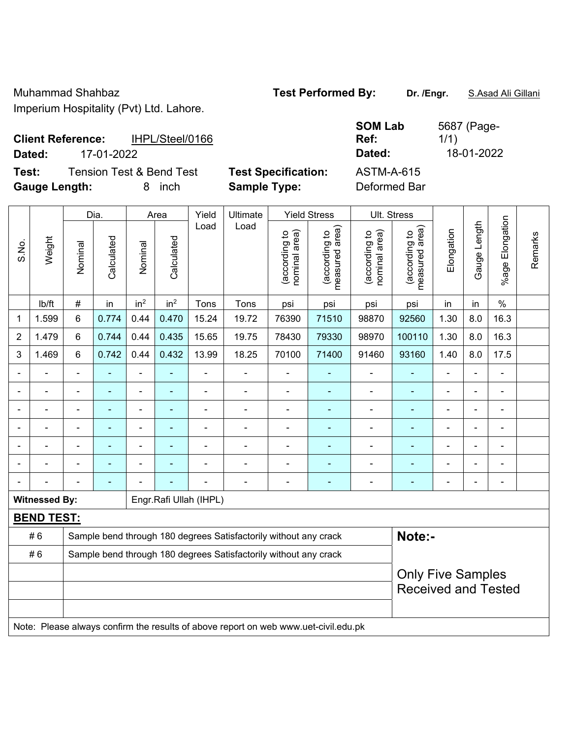Muhammad Shahbaz
Imperium Hospitality (Pvt) Ltd. Lahore.

**Test Performed By:** **Dr. /Engr.** S.Asad Ali Gillani

**Client Reference:** IHPL/Steel/0166
**Dated:** 17-01-2022

**SOM Lab Ref:** 5687 (Page-1/1)
**Dated:** 18-01-2022

**Test:** Tension Test & Bend Test
**Gauge Length:** 8 inch

**Test Specification:** ASTM-A-615
**Sample Type:** Deformed Bar

| S.No. | Weight | Dia. | | Area | | Yield Load | Ultimate Load | Yield Stress | | Ult. Stress | | Elongation | Gauge Length | %age Elongation | Remarks |
|---|---|---|---|---|---|---|---|---|---|---|---|---|---|---|---|
| | | Nominal | Calculated | Nominal | Calculated | | | (according to nominal area) | (according to measured area) | (according to nominal area) | (according to measured area) | | | | |
| | lb/ft | # | in | in$^2$ | in$^2$ | Tons | Tons | psi | psi | psi | psi | in | in | % | |
| 1 | 1.599 | 6 | 0.774 | 0.44 | 0.470 | 15.24 | 19.72 | 76390 | 71510 | 98870 | 92560 | 1.30 | 8.0 | 16.3 | |
| 2 | 1.479 | 6 | 0.744 | 0.44 | 0.435 | 15.65 | 19.75 | 78430 | 79330 | 98970 | 100110 | 1.30 | 8.0 | 16.3 | |
| 3 | 1.469 | 6 | 0.742 | 0.44 | 0.432 | 13.99 | 18.25 | 70100 | 71400 | 91460 | 93160 | 1.40 | 8.0 | 17.5 | |
| - | - | - | - | - | - | - | - | - | - | - | - | - | - | - | |
| - | - | - | - | - | - | - | - | - | - | - | - | - | - | - | |
| - | - | - | - | - | - | - | - | - | - | - | - | - | - | - | |
| - | - | - | - | - | - | - | - | - | - | - | - | - | - | - | |
| - | - | - | - | - | - | - | - | - | - | - | - | - | - | - | |
| - | - | - | - | - | - | - | - | - | - | - | - | - | - | - | |
| - | - | - | - | - | - | - | - | - | - | - | - | - | - | - | |

**Witnessed By:** Engr.Rafi Ullah (IHPL)

**BEND TEST:**

| | | |
|---|---|---|
| # 6 | Sample bend through 180 degrees Satisfactorily without any crack | **Note:-** |
| # 6 | Sample bend through 180 degrees Satisfactorily without any crack | Only Five Samples Received and Tested |
| | | |
| | | |
| | | |

Note: Please always confirm the results of above report on web www.uet-civil.edu.pk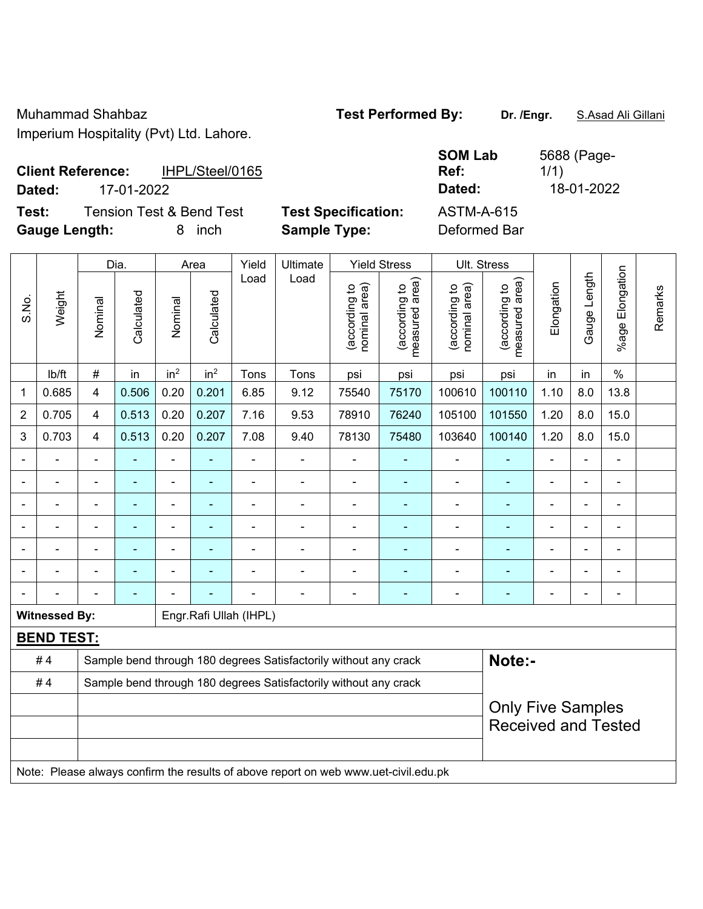Muhammad Shahbaz
Imperium Hospitality (Pvt) Ltd. Lahore.

**Test Performed By:** **Dr. /Engr.** S.Asad Ali Gillani

**Client Reference:** IHPL/Steel/0165
**Dated:** 17-01-2022

**SOM Lab Ref:** 5688 (Page-1/1)
**Dated:** 18-01-2022

**Test:** Tension Test & Bend Test
**Test Specification:** ASTM-A-615
**Gauge Length:** 8 inch
**Sample Type:** Deformed Bar

| S.No. | Weight | Dia. | | Area | | Yield Load | Ultimate Load | Yield Stress | | Ult. Stress | | Elongation | Gauge Length | %age Elongation | Remarks |
|---|---|---|---|---|---|---|---|---|---|---|---|---|---|---|---|
| | | Nominal | Calculated | Nominal | Calculated | | | (according to nominal area) | (according to measured area) | (according to nominal area) | (according to measured area) | | | | |
| | lb/ft | # | in | $in^2$ | $in^2$ | Tons | Tons | psi | psi | psi | psi | in | in | % | |
| 1 | 0.685 | 4 | 0.506 | 0.20 | 0.201 | 6.85 | 9.12 | 75540 | 75170 | 100610 | 100110 | 1.10 | 8.0 | 13.8 | |
| 2 | 0.705 | 4 | 0.513 | 0.20 | 0.207 | 7.16 | 9.53 | 78910 | 76240 | 105100 | 101550 | 1.20 | 8.0 | 15.0 | |
| 3 | 0.703 | 4 | 0.513 | 0.20 | 0.207 | 7.08 | 9.40 | 78130 | 75480 | 103640 | 100140 | 1.20 | 8.0 | 15.0 | |
| - | - | - | - | - | - | - | - | - | - | - | - | - | - | - | |
| - | - | - | - | - | - | - | - | - | - | - | - | - | - | - | |
| - | - | - | - | - | - | - | - | - | - | - | - | - | - | - | |
| - | - | - | - | - | - | - | - | - | - | - | - | - | - | - | |
| - | - | - | - | - | - | - | - | - | - | - | - | - | - | - | |
| - | - | - | - | - | - | - | - | - | - | - | - | - | - | - | |
| - | - | - | - | - | - | - | - | - | - | - | - | - | - | - | |

**Witnessed By:** Engr.Rafi Ullah (IHPL)

**BEND TEST:**

| | |
|---|---|
| # 4 | Sample bend through 180 degrees Satisfactorily without any crack |
| # 4 | Sample bend through 180 degrees Satisfactorily without any crack |
| | |
| | |
| | |

**Note:-**

Only Five Samples Received and Tested

Note: Please always confirm the results of above report on web www.uet-civil.edu.pk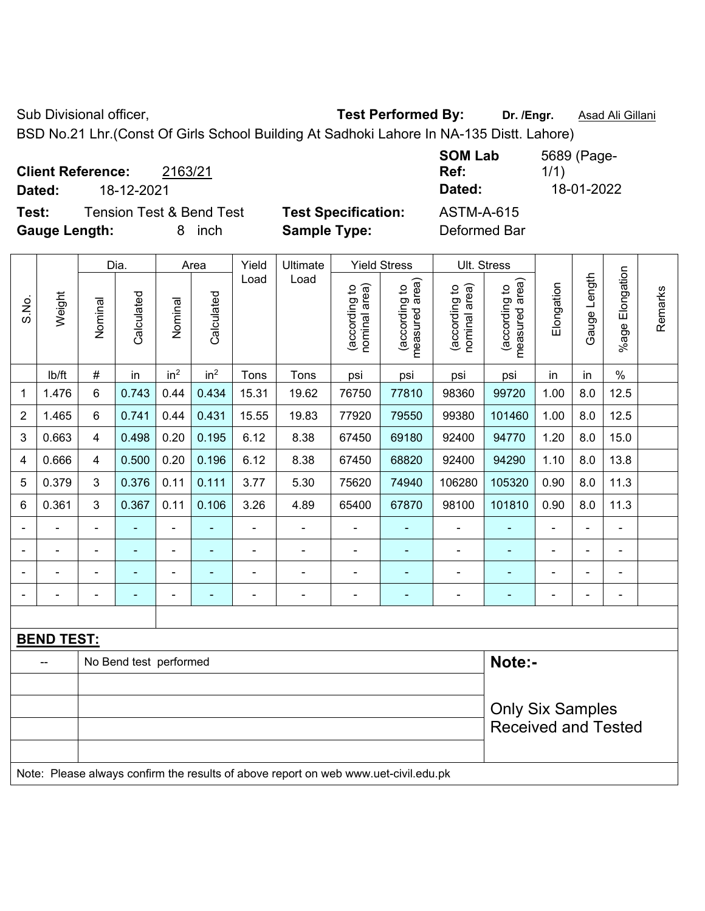Sub Divisional officer, **Test Performed By:** **Dr. /Engr.** Asad Ali Gillani

BSD No.21 Lhr.(Const Of Girls School Building At Sadhoki Lahore In NA-135 Distt. Lahore)

**Client Reference:** 2163/21 **SOM Lab Ref:** 5689 (Page-1/1)

**Dated:** 18-12-2021 **Dated:** 18-01-2022

**Test:** Tension Test & Bend Test **Test Specification:** ASTM-A-615

**Gauge Length:** 8 inch **Sample Type:** Deformed Bar

| S.No. | Weight | Dia. | | Area | | Yield Load | Ultimate Load | Yield Stress | | Ult. Stress | | Elongation | Gauge Length | %age Elongation | Remarks |
|---|---|---|---|---|---|---|---|---|---|---|---|---|---|---|---|
| | | Nominal | Calculated | Nominal | Calculated | | | (according to nominal area) | (according to measured area) | (according to nominal area) | (according to measured area) | | | | |
| | lb/ft | # | in | in$^2$ | in$^2$ | Tons | Tons | psi | psi | psi | psi | in | in | % | |
| 1 | 1.476 | 6 | 0.743 | 0.44 | 0.434 | 15.31 | 19.62 | 76750 | 77810 | 98360 | 99720 | 1.00 | 8.0 | 12.5 | |
| 2 | 1.465 | 6 | 0.741 | 0.44 | 0.431 | 15.55 | 19.83 | 77920 | 79550 | 99380 | 101460 | 1.00 | 8.0 | 12.5 | |
| 3 | 0.663 | 4 | 0.498 | 0.20 | 0.195 | 6.12 | 8.38 | 67450 | 69180 | 92400 | 94770 | 1.20 | 8.0 | 15.0 | |
| 4 | 0.666 | 4 | 0.500 | 0.20 | 0.196 | 6.12 | 8.38 | 67450 | 68820 | 92400 | 94290 | 1.10 | 8.0 | 13.8 | |
| 5 | 0.379 | 3 | 0.376 | 0.11 | 0.111 | 3.77 | 5.30 | 75620 | 74940 | 106280 | 105320 | 0.90 | 8.0 | 11.3 | |
| 6 | 0.361 | 3 | 0.367 | 0.11 | 0.106 | 3.26 | 4.89 | 65400 | 67870 | 98100 | 101810 | 0.90 | 8.0 | 11.3 | |
| - | - | - | - | - | - | - | - | - | - | - | - | - | - | - | |
| - | - | - | - | - | - | - | - | - | - | - | - | - | - | - | |
| - | - | - | - | - | - | - | - | - | - | - | - | - | - | - | |
| - | - | - | - | - | - | - | - | - | - | - | - | - | - | - | |

**BEND TEST:**

| | | |
|---|---|---|
| -- | No Bend test performed | **Note:-** |
| | | Only Six Samples Received and Tested |

Note: Please always confirm the results of above report on web www.uet-civil.edu.pk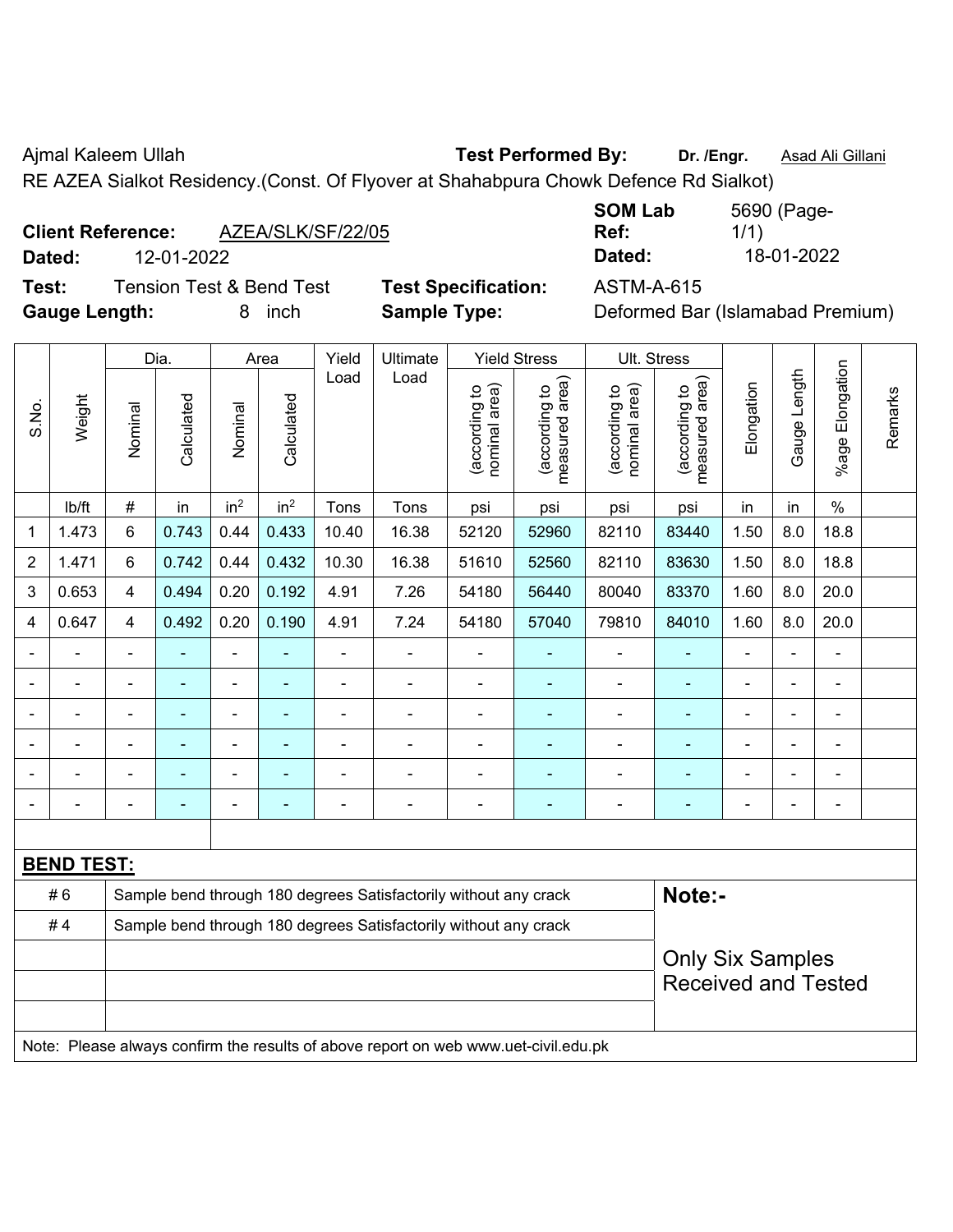Ajmal Kaleem Ullah **Test Performed By:** **Dr. /Engr.** Asad Ali Gillani

RE AZEA Sialkot Residency.(Const. Of Flyover at Shahabpura Chowk Defence Rd Sialkot)

**Client Reference:** AZEA/SLK/SF/22/05 **SOM Lab Ref:** 5690 (Page-1/1)

**Dated:** 12-01-2022 **Dated:** 18-01-2022

**Test:** Tension Test & Bend Test **Test Specification:** ASTM-A-615

**Gauge Length:** 8 inch **Sample Type:** Deformed Bar (Islamabad Premium)

| S.No. | Weight | Dia. | | Area | | Yield Load | Ultimate Load | Yield Stress | | Ult. Stress | | Elongation | Gauge Length | %age Elongation | Remarks |
|---|---|---|---|---|---|---|---|---|---|---|---|---|---|---|---|
| | | Nominal | Calculated | Nominal | Calculated | | | (according to nominal area) | (according to measured area) | (according to nominal area) | (according to measured area) | | | | |
| | lb/ft | # | in | $in^2$ | $in^2$ | Tons | Tons | psi | psi | psi | psi | in | in | % | |
| 1 | 1.473 | 6 | 0.743 | 0.44 | 0.433 | 10.40 | 16.38 | 52120 | 52960 | 82110 | 83440 | 1.50 | 8.0 | 18.8 | |
| 2 | 1.471 | 6 | 0.742 | 0.44 | 0.432 | 10.30 | 16.38 | 51610 | 52560 | 82110 | 83630 | 1.50 | 8.0 | 18.8 | |
| 3 | 0.653 | 4 | 0.494 | 0.20 | 0.192 | 4.91 | 7.26 | 54180 | 56440 | 80040 | 83370 | 1.60 | 8.0 | 20.0 | |
| 4 | 0.647 | 4 | 0.492 | 0.20 | 0.190 | 4.91 | 7.24 | 54180 | 57040 | 79810 | 84010 | 1.60 | 8.0 | 20.0 | |
| - | - | - | - | - | - | - | - | - | - | - | - | - | - | - | |
| - | - | - | - | - | - | - | - | - | - | - | - | - | - | - | |
| - | - | - | - | - | - | - | - | - | - | - | - | - | - | - | |
| - | - | - | - | - | - | - | - | - | - | - | - | - | - | - | |
| - | - | - | - | - | - | - | - | - | - | - | - | - | - | - | |
| - | - | - | - | - | - | - | - | - | - | - | - | - | - | - | |

**BEND TEST:**

| | | |
|---|---|---|
| # 6 | Sample bend through 180 degrees Satisfactorily without any crack | **Note:-** |
| # 4 | Sample bend through 180 degrees Satisfactorily without any crack | Only Six Samples Received and Tested |

Note: Please always confirm the results of above report on web www.uet-civil.edu.pk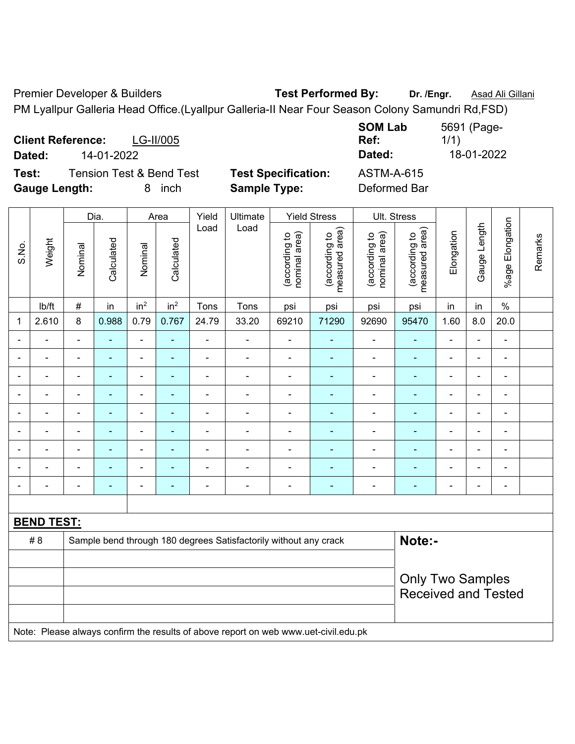Premier Developer & Builders **Test Performed By:** **Dr. /Engr.** Asad Ali Gillani

PM Lyallpur Galleria Head Office.(Lyallpur Galleria-II Near Four Season Colony Samundri Rd,FSD)

**Client Reference:** LG-II/005 **SOM Lab Ref:** 5691 (Page-1/1)

**Dated:** 14-01-2022 **Dated:** 18-01-2022

**Test:** Tension Test & Bend Test **Test Specification:** ASTM-A-615

**Gauge Length:** 8 inch **Sample Type:** Deformed Bar

| S.No. | Weight | Dia. | | Area | | Yield Load | Ultimate Load | Yield Stress | | Ult. Stress | | Elongation | Gauge Length | %age Elongation | Remarks |
|---|---|---|---|---|---|---|---|---|---|---|---|---|---|---|---|
| | | Nominal | Calculated | Nominal | Calculated | | | (according to nominal area) | (according to measured area) | (according to nominal area) | (according to measured area) | | | | |
| | lb/ft | # | in | in$^2$ | in$^2$ | Tons | Tons | psi | psi | psi | psi | in | in | % | |
| 1 | 2.610 | 8 | 0.988 | 0.79 | 0.767 | 24.79 | 33.20 | 69210 | 71290 | 92690 | 95470 | 1.60 | 8.0 | 20.0 | |
| - | - | - | - | - | - | - | - | - | - | - | - | - | - | - | |
| - | - | - | - | - | - | - | - | - | - | - | - | - | - | - | |
| - | - | - | - | - | - | - | - | - | - | - | - | - | - | - | |
| - | - | - | - | - | - | - | - | - | - | - | - | - | - | - | |
| - | - | - | - | - | - | - | - | - | - | - | - | - | - | - | |
| - | - | - | - | - | - | - | - | - | - | - | - | - | - | - | |
| - | - | - | - | - | - | - | - | - | - | - | - | - | - | - | |
| - | - | - | - | - | - | - | - | - | - | - | - | - | - | - | |
| - | - | - | - | - | - | - | - | - | - | - | - | - | - | - | |

**BEND TEST:**

| | | |
|---|---|---|
| # 8 | Sample bend through 180 degrees Satisfactorily without any crack | **Note:-** Only Two Samples Received and Tested |

Note: Please always confirm the results of above report on web www.uet-civil.edu.pk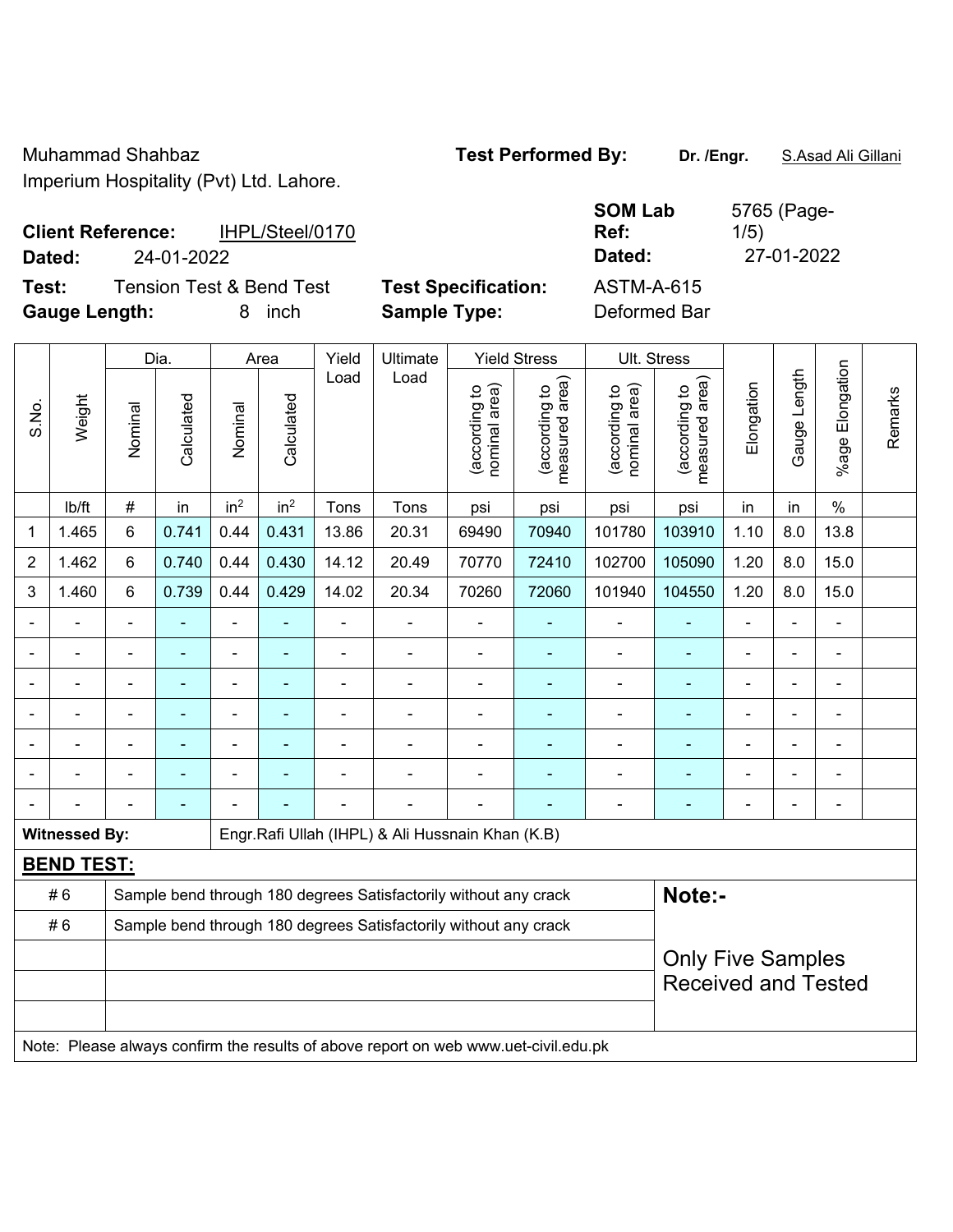Muhammad Shahbaz

Imperium Hospitality (Pvt) Ltd. Lahore.

**Test Performed By:** **Dr. /Engr.** S.Asad Ali Gillani

**Client Reference:** IHPL/Steel/0170

**Dated:** 24-01-2022

**SOM Lab Ref:** 5765 (Page-1/5)

**Dated:** 27-01-2022

**Test:** Tension Test & Bend Test

**Test Specification:** ASTM-A-615

**Gauge Length:** 8 inch

**Sample Type:** Deformed Bar

| S.No. | Weight | Dia. | | Area | | Yield Load | Ultimate Load | Yield Stress | | Ult. Stress | | Elongation | Gauge Length | %age Elongation | Remarks |
|---|---|---|---|---|---|---|---|---|---|---|---|---|---|---|---|
| | | Nominal | Calculated | Nominal | Calculated | | | (according to nominal area) | (according to measured area) | (according to nominal area) | (according to measured area) | | | | |
| | lb/ft | # | in | $in^2$ | $in^2$ | Tons | Tons | psi | psi | psi | psi | in | in | % | |
| 1 | 1.465 | 6 | 0.741 | 0.44 | 0.431 | 13.86 | 20.31 | 69490 | 70940 | 101780 | 103910 | 1.10 | 8.0 | 13.8 | |
| 2 | 1.462 | 6 | 0.740 | 0.44 | 0.430 | 14.12 | 20.49 | 70770 | 72410 | 102700 | 105090 | 1.20 | 8.0 | 15.0 | |
| 3 | 1.460 | 6 | 0.739 | 0.44 | 0.429 | 14.02 | 20.34 | 70260 | 72060 | 101940 | 104550 | 1.20 | 8.0 | 15.0 | |
| - | - | - | - | - | - | - | - | - | - | - | - | - | - | - | |
| - | - | - | - | - | - | - | - | - | - | - | - | - | - | - | |
| - | - | - | - | - | - | - | - | - | - | - | - | - | - | - | |
| - | - | - | - | - | - | - | - | - | - | - | - | - | - | - | |
| - | - | - | - | - | - | - | - | - | - | - | - | - | - | - | |
| - | - | - | - | - | - | - | - | - | - | - | - | - | - | - | |
| - | - | - | - | - | - | - | - | - | - | - | - | - | - | - | |

**Witnessed By:** Engr.Rafi Ullah (IHPL) & Ali Hussnain Khan (K.B)

**BEND TEST:**

| | | |
|---|---|---|
| # 6 | Sample bend through 180 degrees Satisfactorily without any crack | **Note:-** |
| # 6 | Sample bend through 180 degrees Satisfactorily without any crack | Only Five Samples Received and Tested |
| | | |
| | | |
| | | |

Note: Please always confirm the results of above report on web www.uet-civil.edu.pk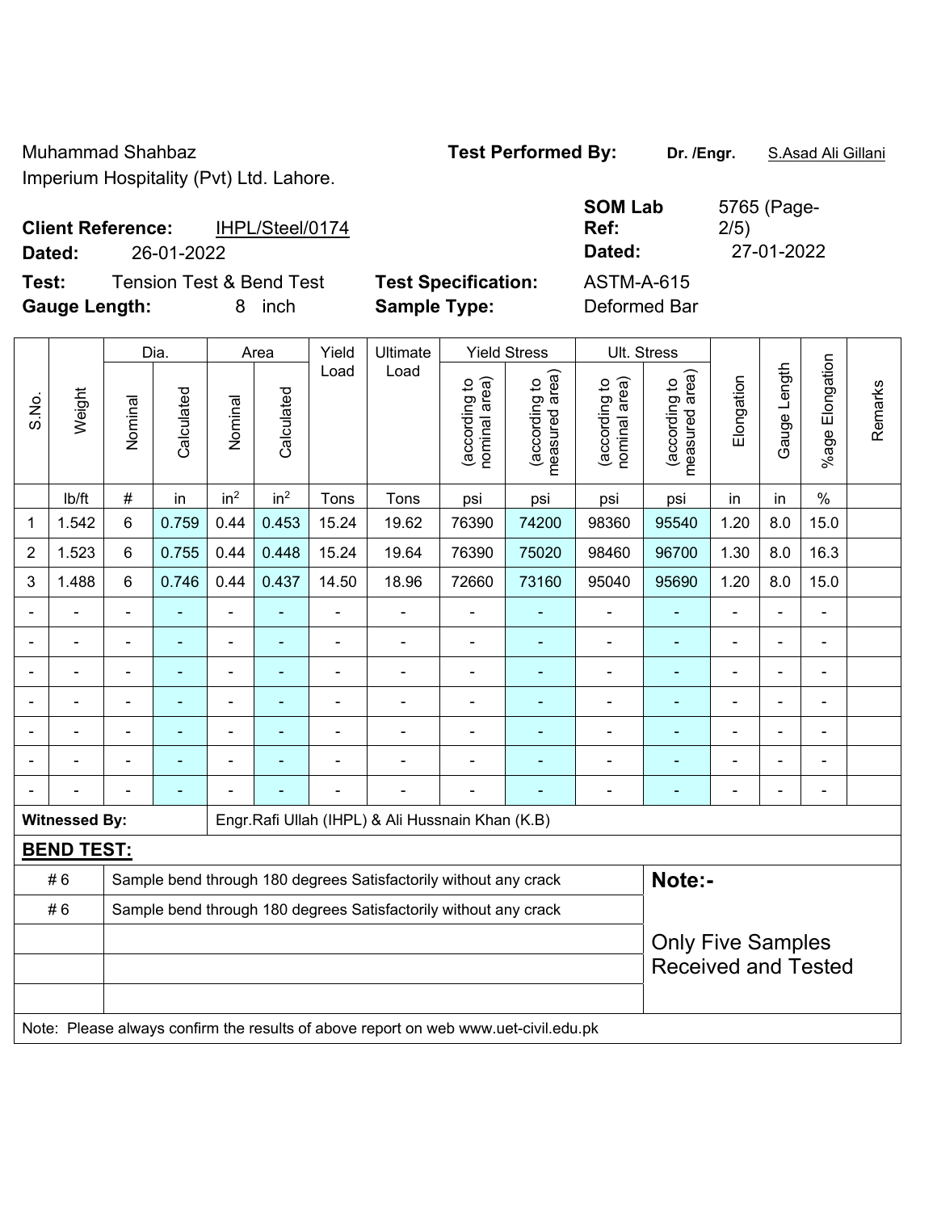Muhammad Shahbaz
Imperium Hospitality (Pvt) Ltd. Lahore.

**Test Performed By:** **Dr. /Engr.** S.Asad Ali Gillani

**Client Reference:** IHPL/Steel/0174
**Dated:** 26-01-2022

**SOM Lab Ref:** 5765 (Page-2/5)
**Dated:** 27-01-2022

**Test:** Tension Test & Bend Test
**Gauge Length:** 8 inch

**Test Specification:** ASTM-A-615
**Sample Type:** Deformed Bar

| S.No. | Weight | Dia. | | Area | | Yield Load | Ultimate Load | Yield Stress | | Ult. Stress | | Elongation | Gauge Length | %age Elongation | Remarks |
|---|---|---|---|---|---|---|---|---|---|---|---|---|---|---|---|
| | | Nominal | Calculated | Nominal | Calculated | | | (according to nominal area) | (according to measured area) | (according to nominal area) | (according to measured area) | | | | |
| | lb/ft | # | in | in$^2$ | in$^2$ | Tons | Tons | psi | psi | psi | psi | in | in | % | |
| 1 | 1.542 | 6 | 0.759 | 0.44 | 0.453 | 15.24 | 19.62 | 76390 | 74200 | 98360 | 95540 | 1.20 | 8.0 | 15.0 | |
| 2 | 1.523 | 6 | 0.755 | 0.44 | 0.448 | 15.24 | 19.64 | 76390 | 75020 | 98460 | 96700 | 1.30 | 8.0 | 16.3 | |
| 3 | 1.488 | 6 | 0.746 | 0.44 | 0.437 | 14.50 | 18.96 | 72660 | 73160 | 95040 | 95690 | 1.20 | 8.0 | 15.0 | |
| - | - | - | - | - | - | - | - | - | - | - | - | - | - | - | |
| - | - | - | - | - | - | - | - | - | - | - | - | - | - | - | |
| - | - | - | - | - | - | - | - | - | - | - | - | - | - | - | |
| - | - | - | - | - | - | - | - | - | - | - | - | - | - | - | |
| - | - | - | - | - | - | - | - | - | - | - | - | - | - | - | |
| - | - | - | - | - | - | - | - | - | - | - | - | - | - | - | |
| - | - | - | - | - | - | - | - | - | - | - | - | - | - | - | |

**Witnessed By:** Engr.Rafi Ullah (IHPL) & Ali Hussnain Khan (K.B)

**BEND TEST:**

| | | |
|---|---|---|
| # 6 | Sample bend through 180 degrees Satisfactorily without any crack | **Note:-** |
| # 6 | Sample bend through 180 degrees Satisfactorily without any crack | Only Five Samples Received and Tested |
| | | |
| | | |
| | | |

Note: Please always confirm the results of above report on web www.uet-civil.edu.pk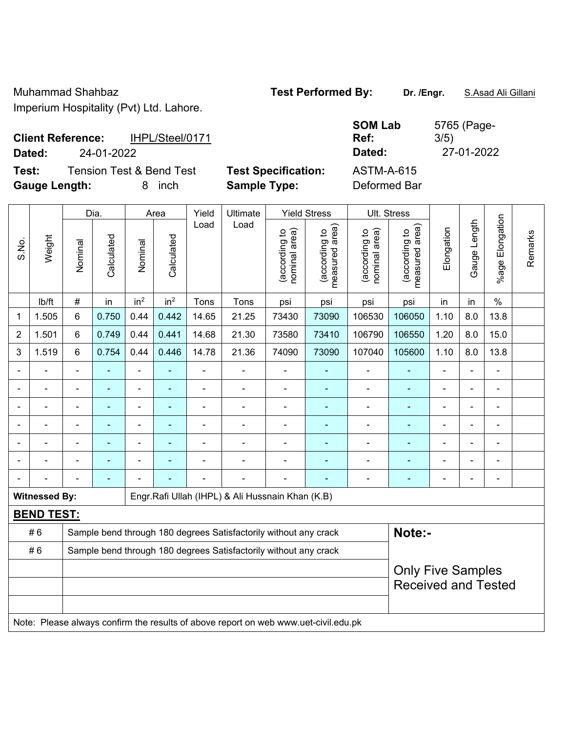Muhammad Shahbaz
Imperium Hospitality (Pvt) Ltd. Lahore.

**Test Performed By:** **Dr. /Engr.** S.Asad Ali Gillani

**Client Reference:** IHPL/Steel/0171
**Dated:** 24-01-2022

**SOM Lab Ref:** 5765 (Page-3/5)
**Dated:** 27-01-2022

**Test:** Tension Test & Bend Test
**Gauge Length:** 8 inch

**Test Specification:** ASTM-A-615
**Sample Type:** Deformed Bar

| S.No. | Weight | Dia. | | Area | | Yield Load | Ultimate Load | Yield Stress | | Ult. Stress | | Elongation | Gauge Length | %age Elongation | Remarks |
|---|---|---|---|---|---|---|---|---|---|---|---|---|---|---|---|
| | | Nominal | Calculated | Nominal | Calculated | | | (according to nominal area) | (according to measured area) | (according to nominal area) | (according to measured area) | | | | |
| | lb/ft | # | in | $in^2$ | $in^2$ | Tons | Tons | psi | psi | psi | psi | in | in | % | |
| 1 | 1.505 | 6 | 0.750 | 0.44 | 0.442 | 14.65 | 21.25 | 73430 | 73090 | 106530 | 106050 | 1.10 | 8.0 | 13.8 | |
| 2 | 1.501 | 6 | 0.749 | 0.44 | 0.441 | 14.68 | 21.30 | 73580 | 73410 | 106790 | 106550 | 1.20 | 8.0 | 15.0 | |
| 3 | 1.519 | 6 | 0.754 | 0.44 | 0.446 | 14.78 | 21.36 | 74090 | 73090 | 107040 | 105600 | 1.10 | 8.0 | 13.8 | |
| - | - | - | - | - | - | - | - | - | - | - | - | - | - | - | |
| - | - | - | - | - | - | - | - | - | - | - | - | - | - | - | |
| - | - | - | - | - | - | - | - | - | - | - | - | - | - | - | |
| - | - | - | - | - | - | - | - | - | - | - | - | - | - | - | |
| - | - | - | - | - | - | - | - | - | - | - | - | - | - | - | |
| - | - | - | - | - | - | - | - | - | - | - | - | - | - | - | |
| - | - | - | - | - | - | - | - | - | - | - | - | - | - | - | |

**Witnessed By:** Engr.Rafi Ullah (IHPL) & Ali Hussnain Khan (K.B)

**BEND TEST:**

| # | Result |
|---|---|
| # 6 | Sample bend through 180 degrees Satisfactorily without any crack |
| # 6 | Sample bend through 180 degrees Satisfactorily without any crack |

**Note:-**

Only Five Samples Received and Tested

Note: Please always confirm the results of above report on web www.uet-civil.edu.pk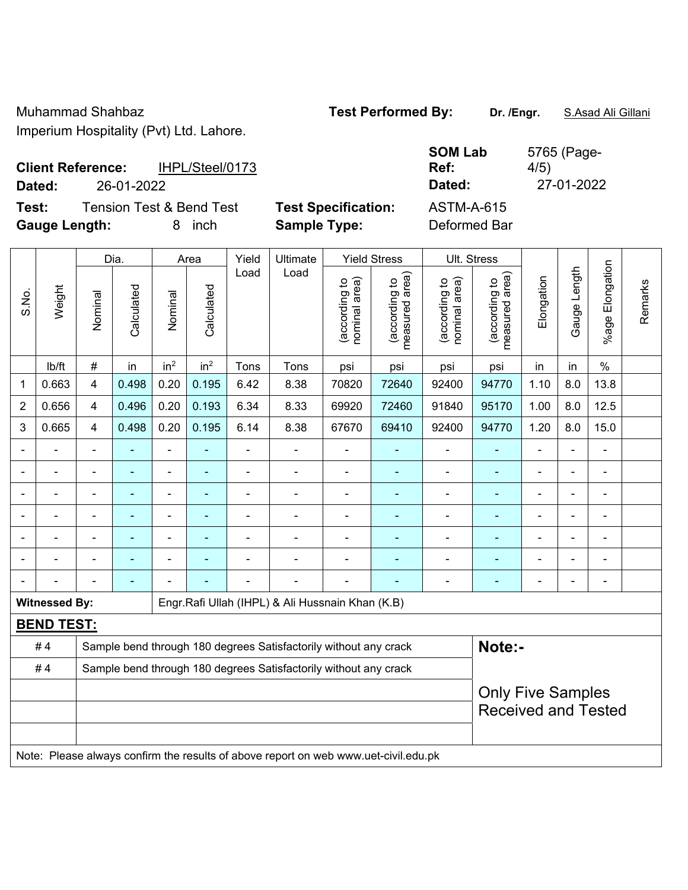Muhammad Shahbaz
Imperium Hospitality (Pvt) Ltd. Lahore.

**Test Performed By:** **Dr. /Engr.** S.Asad Ali Gillani

**Client Reference:** IHPL/Steel/0173
**Dated:** 26-01-2022

**SOM Lab Ref:** 5765 (Page-4/5)
**Dated:** 27-01-2022

**Test:** Tension Test & Bend Test
**Gauge Length:** 8 inch

**Test Specification:** ASTM-A-615
**Sample Type:** Deformed Bar

| S.No. | Weight | Dia. | | Area | | Yield Load | Ultimate Load | Yield Stress | | Ult. Stress | | Elongation | Gauge Length | %age Elongation | Remarks |
|---|---|---|---|---|---|---|---|---|---|---|---|---|---|---|---|
| | | Nominal | Calculated | Nominal | Calculated | | | (according to nominal area) | (according to measured area) | (according to nominal area) | (according to measured area) | | | | |
| | lb/ft | # | in | $in^2$ | $in^2$ | Tons | Tons | psi | psi | psi | psi | in | in | % | |
| 1 | 0.663 | 4 | 0.498 | 0.20 | 0.195 | 6.42 | 8.38 | 70820 | 72640 | 92400 | 94770 | 1.10 | 8.0 | 13.8 | |
| 2 | 0.656 | 4 | 0.496 | 0.20 | 0.193 | 6.34 | 8.33 | 69920 | 72460 | 91840 | 95170 | 1.00 | 8.0 | 12.5 | |
| 3 | 0.665 | 4 | 0.498 | 0.20 | 0.195 | 6.14 | 8.38 | 67670 | 69410 | 92400 | 94770 | 1.20 | 8.0 | 15.0 | |
| - | - | - | - | - | - | - | - | - | - | - | - | - | - | - | |
| - | - | - | - | - | - | - | - | - | - | - | - | - | - | - | |
| - | - | - | - | - | - | - | - | - | - | - | - | - | - | - | |
| - | - | - | - | - | - | - | - | - | - | - | - | - | - | - | |
| - | - | - | - | - | - | - | - | - | - | - | - | - | - | - | |
| - | - | - | - | - | - | - | - | - | - | - | - | - | - | - | |
| - | - | - | - | - | - | - | - | - | - | - | - | - | - | - | |

**Witnessed By:** Engr.Rafi Ullah (IHPL) & Ali Hussnain Khan (K.B)

**BEND TEST:**

| | | |
|---|---|---|
| # 4 | Sample bend through 180 degrees Satisfactorily without any crack | **Note:-** |
| # 4 | Sample bend through 180 degrees Satisfactorily without any crack | Only Five Samples Received and Tested |
| | | |
| | | |
| | | |

Note: Please always confirm the results of above report on web www.uet-civil.edu.pk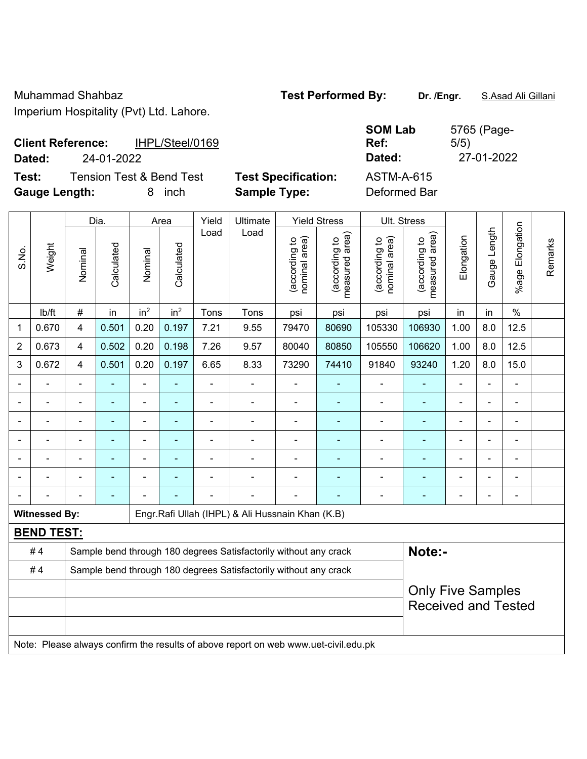Muhammad Shahbaz
Imperium Hospitality (Pvt) Ltd. Lahore.

**Test Performed By:** **Dr. /Engr.** S.Asad Ali Gillani

**Client Reference:** IHPL/Steel/0169
**Dated:** 24-01-2022

**SOM Lab Ref:** 5765 (Page-5/5)
**Dated:** 27-01-2022

**Test:** Tension Test & Bend Test
**Test Specification:** ASTM-A-615
**Gauge Length:** 8 inch
**Sample Type:** Deformed Bar

| S.No. | Weight | Dia. | | Area | | Yield Load | Ultimate Load | Yield Stress | | Ult. Stress | | Elongation | Gauge Length | %age Elongation | Remarks |
|---|---|---|---|---|---|---|---|---|---|---|---|---|---|---|---|
| | | Nominal | Calculated | Nominal | Calculated | | | (according to nominal area) | (according to measured area) | (according to nominal area) | (according to measured area) | | | | |
| | lb/ft | # | in | $in^2$ | $in^2$ | Tons | Tons | psi | psi | psi | psi | in | in | % | |
| 1 | 0.670 | 4 | 0.501 | 0.20 | 0.197 | 7.21 | 9.55 | 79470 | 80690 | 105330 | 106930 | 1.00 | 8.0 | 12.5 | |
| 2 | 0.673 | 4 | 0.502 | 0.20 | 0.198 | 7.26 | 9.57 | 80040 | 80850 | 105550 | 106620 | 1.00 | 8.0 | 12.5 | |
| 3 | 0.672 | 4 | 0.501 | 0.20 | 0.197 | 6.65 | 8.33 | 73290 | 74410 | 91840 | 93240 | 1.20 | 8.0 | 15.0 | |
| - | - | - | - | - | - | - | - | - | - | - | - | - | - | - | |
| - | - | - | - | - | - | - | - | - | - | - | - | - | - | - | |
| - | - | - | - | - | - | - | - | - | - | - | - | - | - | - | |
| - | - | - | - | - | - | - | - | - | - | - | - | - | - | - | |
| - | - | - | - | - | - | - | - | - | - | - | - | - | - | - | |
| - | - | - | - | - | - | - | - | - | - | - | - | - | - | - | |
| - | - | - | - | - | - | - | - | - | - | - | - | - | - | - | |

**Witnessed By:** Engr.Rafi Ullah (IHPL) & Ali Hussnain Khan (K.B)

**BEND TEST:**

| | |
|---|---|
| # 4 | Sample bend through 180 degrees Satisfactorily without any crack |
| # 4 | Sample bend through 180 degrees Satisfactorily without any crack |
| | |
| | |
| | |

**Note:-**

Only Five Samples Received and Tested

Note: Please always confirm the results of above report on web www.uet-civil.edu.pk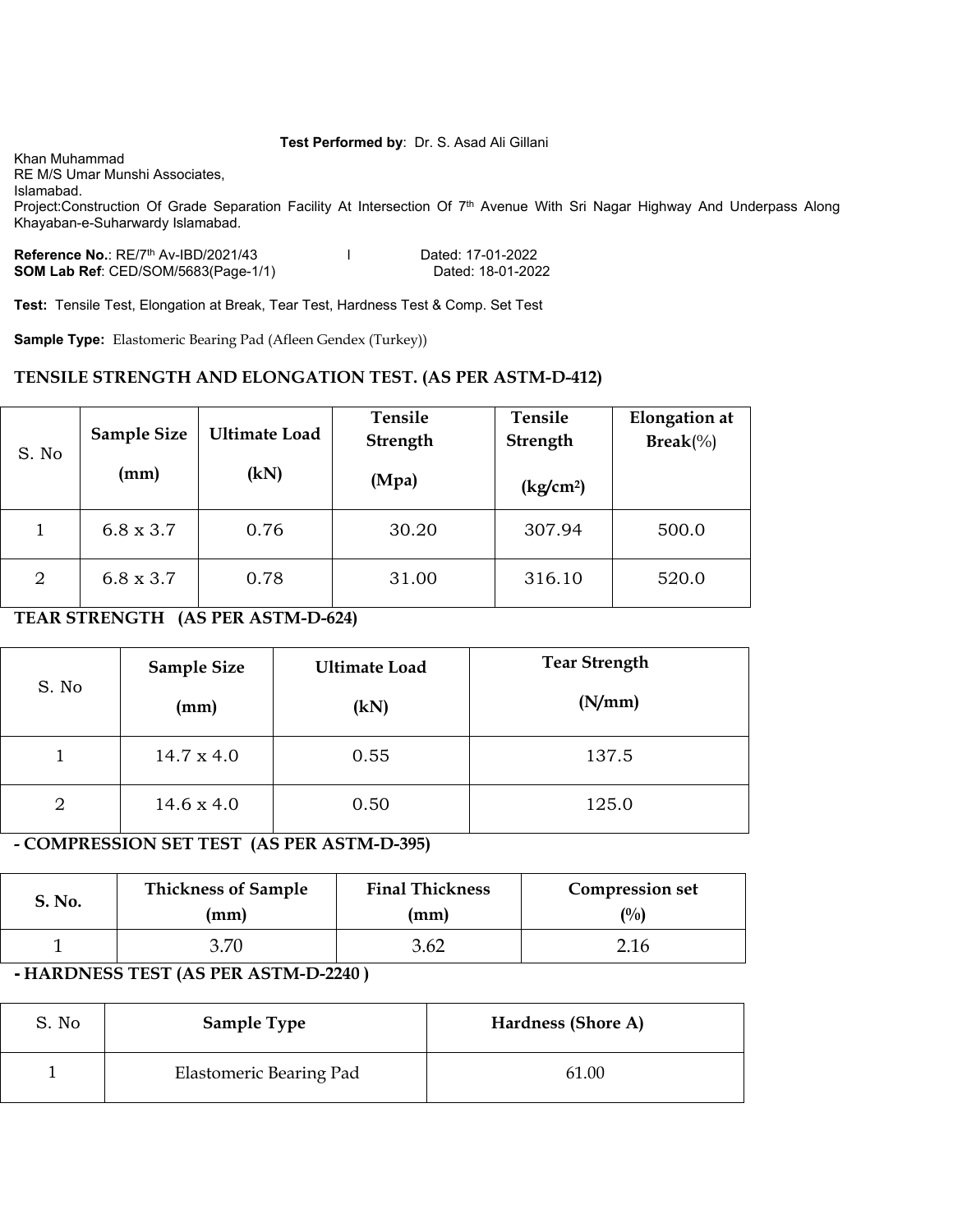**Test Performed by**: Dr. S. Asad Ali Gillani

Khan Muhammad
RE M/S Umar Munshi Associates,
Islamabad.
Project:Construction Of Grade Separation Facility At Intersection Of 7th Avenue With Sri Nagar Highway And Underpass Along Khayaban-e-Suharwardy Islamabad.

**Reference No.**: RE/7th Av-IBD/2021/43 I Dated: 17-01-2022
**SOM Lab Ref**: CED/SOM/5683(Page-1/1) Dated: 18-01-2022

**Test:** Tensile Test, Elongation at Break, Tear Test, Hardness Test & Comp. Set Test

**Sample Type:** Elastomeric Bearing Pad (Afleen Gendex (Turkey))

## TENSILE STRENGTH AND ELONGATION TEST. (AS PER ASTM-D-412)

| S. No | Sample Size (mm) | Ultimate Load (kN) | Tensile Strength (Mpa) | Tensile Strength ($kg/cm^2$) | Elongation at Break(%) |
|---|---|---|---|---|---|
| 1 | 6.8 x 3.7 | 0.76 | 30.20 | 307.94 | 500.0 |
| 2 | 6.8 x 3.7 | 0.78 | 31.00 | 316.10 | 520.0 |

## TEAR STRENGTH (AS PER ASTM-D-624)

| S. No | Sample Size (mm) | Ultimate Load (kN) | Tear Strength (N/mm) |
|---|---|---|---|
| 1 | 14.7 x 4.0 | 0.55 | 137.5 |
| 2 | 14.6 x 4.0 | 0.50 | 125.0 |

## - COMPRESSION SET TEST (AS PER ASTM-D-395)

| S. No. | Thickness of Sample (mm) | Final Thickness (mm) | Compression set (%) |
|---|---|---|---|
| 1 | 3.70 | 3.62 | 2.16 |

## - HARDNESS TEST (AS PER ASTM-D-2240 )

| S. No | Sample Type | Hardness (Shore A) |
|---|---|---|
| 1 | Elastomeric Bearing Pad | 61.00 |